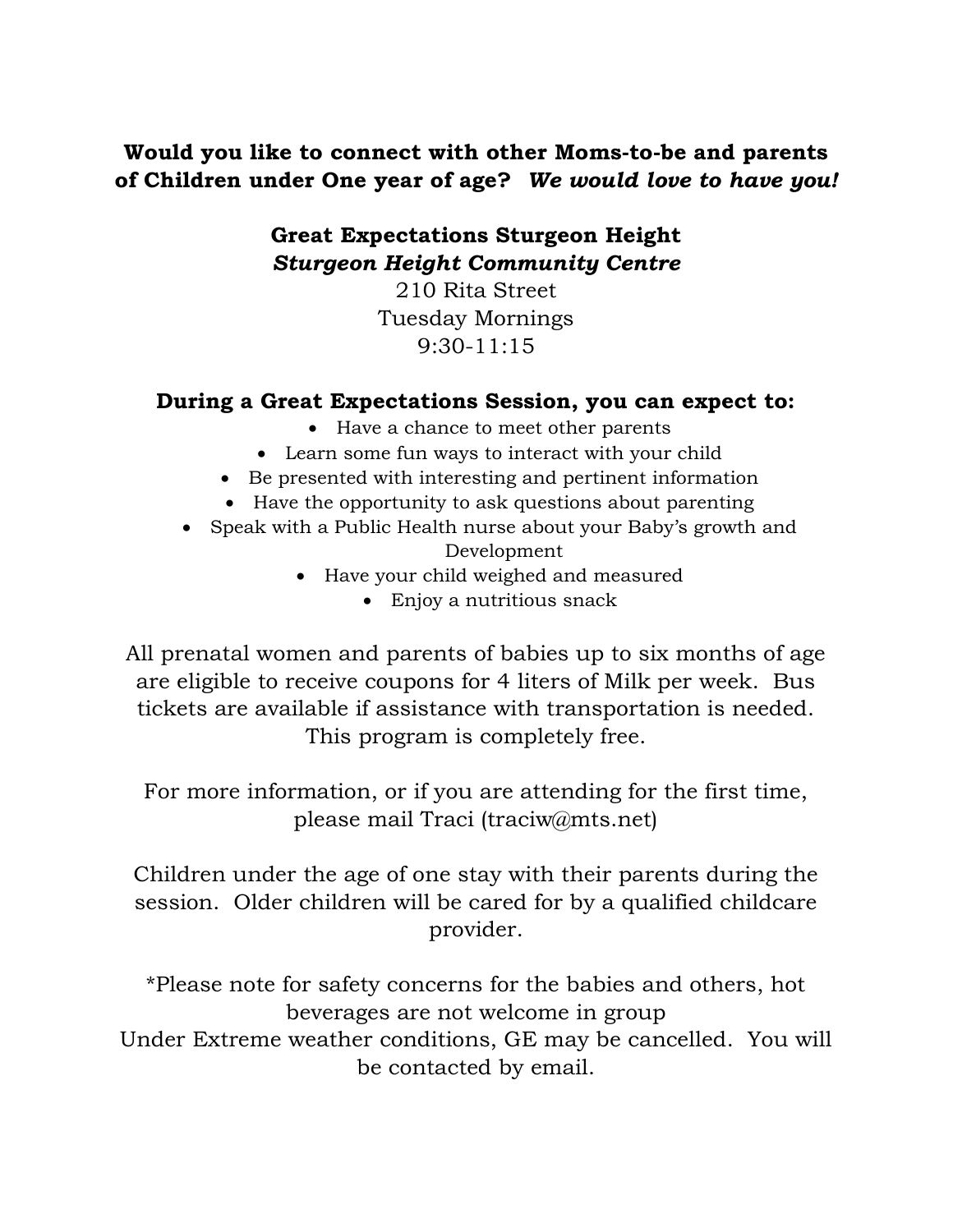**Would you like to connect with other Moms-to-be and parents of Children under One year of age?** ***We would love to have you!***

**Great Expectations Sturgeon Height**
***Sturgeon Height Community Centre***
210 Rita Street
Tuesday Mornings
9:30-11:15

**During a Great Expectations Session, you can expect to:**

- Have a chance to meet other parents
- Learn some fun ways to interact with your child
- Be presented with interesting and pertinent information
- Have the opportunity to ask questions about parenting
- Speak with a Public Health nurse about your Baby's growth and Development
- Have your child weighed and measured
- Enjoy a nutritious snack

All prenatal women and parents of babies up to six months of age are eligible to receive coupons for 4 liters of Milk per week. Bus tickets are available if assistance with transportation is needed. This program is completely free.

For more information, or if you are attending for the first time, please mail Traci (traciw@mts.net)

Children under the age of one stay with their parents during the session. Older children will be cared for by a qualified childcare provider.

*Please note for safety concerns for the babies and others, hot beverages are not welcome in group
Under Extreme weather conditions, GE may be cancelled. You will be contacted by email.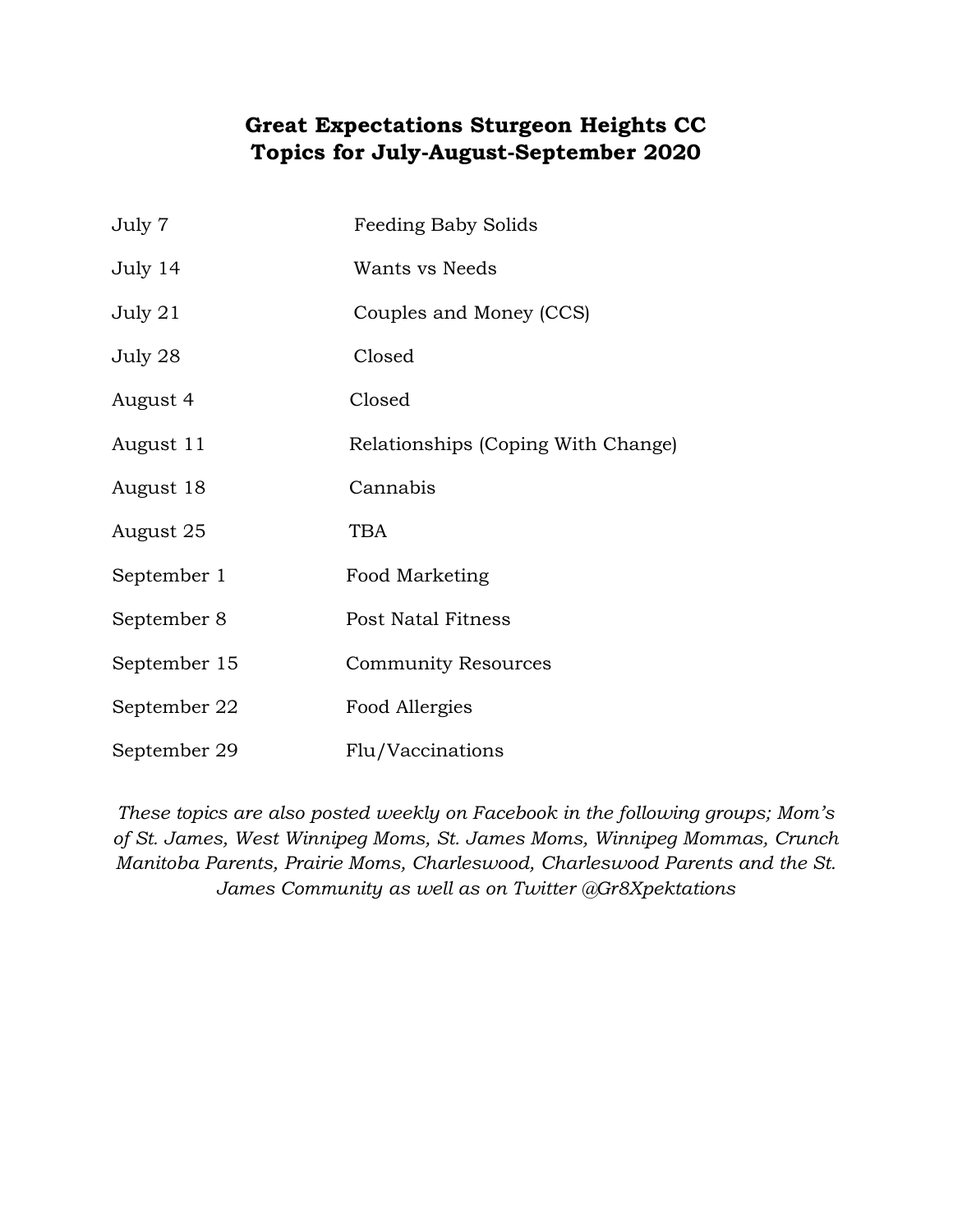# Great Expectations Sturgeon Heights CC
# Topics for July-August-September 2020

| | |
|---|---|
| July 7 | Feeding Baby Solids |
| July 14 | Wants vs Needs |
| July 21 | Couples and Money (CCS) |
| July 28 | Closed |
| August 4 | Closed |
| August 11 | Relationships (Coping With Change) |
| August 18 | Cannabis |
| August 25 | TBA |
| September 1 | Food Marketing |
| September 8 | Post Natal Fitness |
| September 15 | Community Resources |
| September 22 | Food Allergies |
| September 29 | Flu/Vaccinations |

*These topics are also posted weekly on Facebook in the following groups; Mom's of St. James, West Winnipeg Moms, St. James Moms, Winnipeg Mommas, Crunch Manitoba Parents, Prairie Moms, Charleswood, Charleswood Parents and the St. James Community as well as on Twitter @Gr8Xpektations*